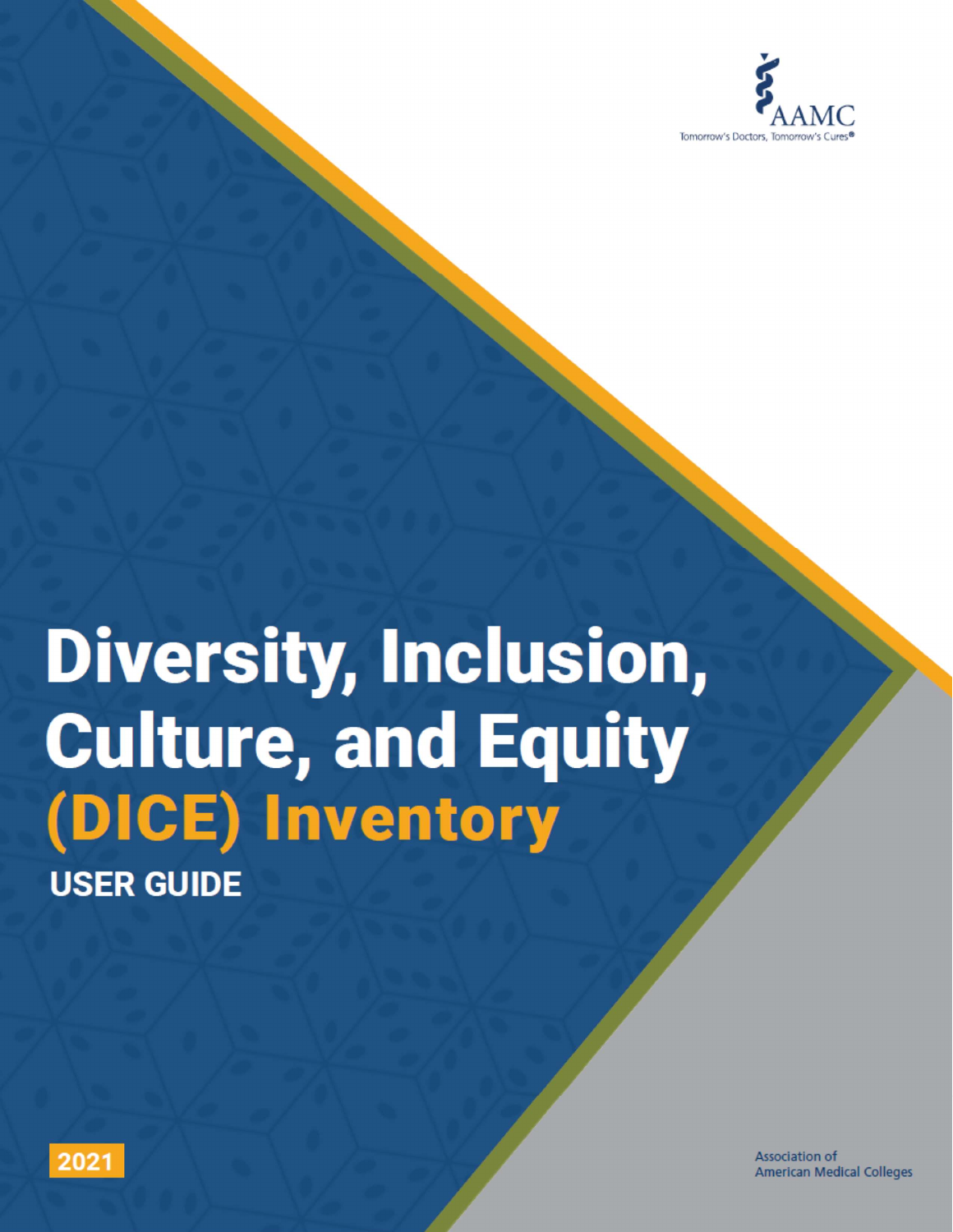AAMC

Tomorrow's Doctors, Tomorrow's Cures®

# Diversity, Inclusion, Culture, and Equity (DICE) Inventory

## USER GUIDE

2021

Association of American Medical Colleges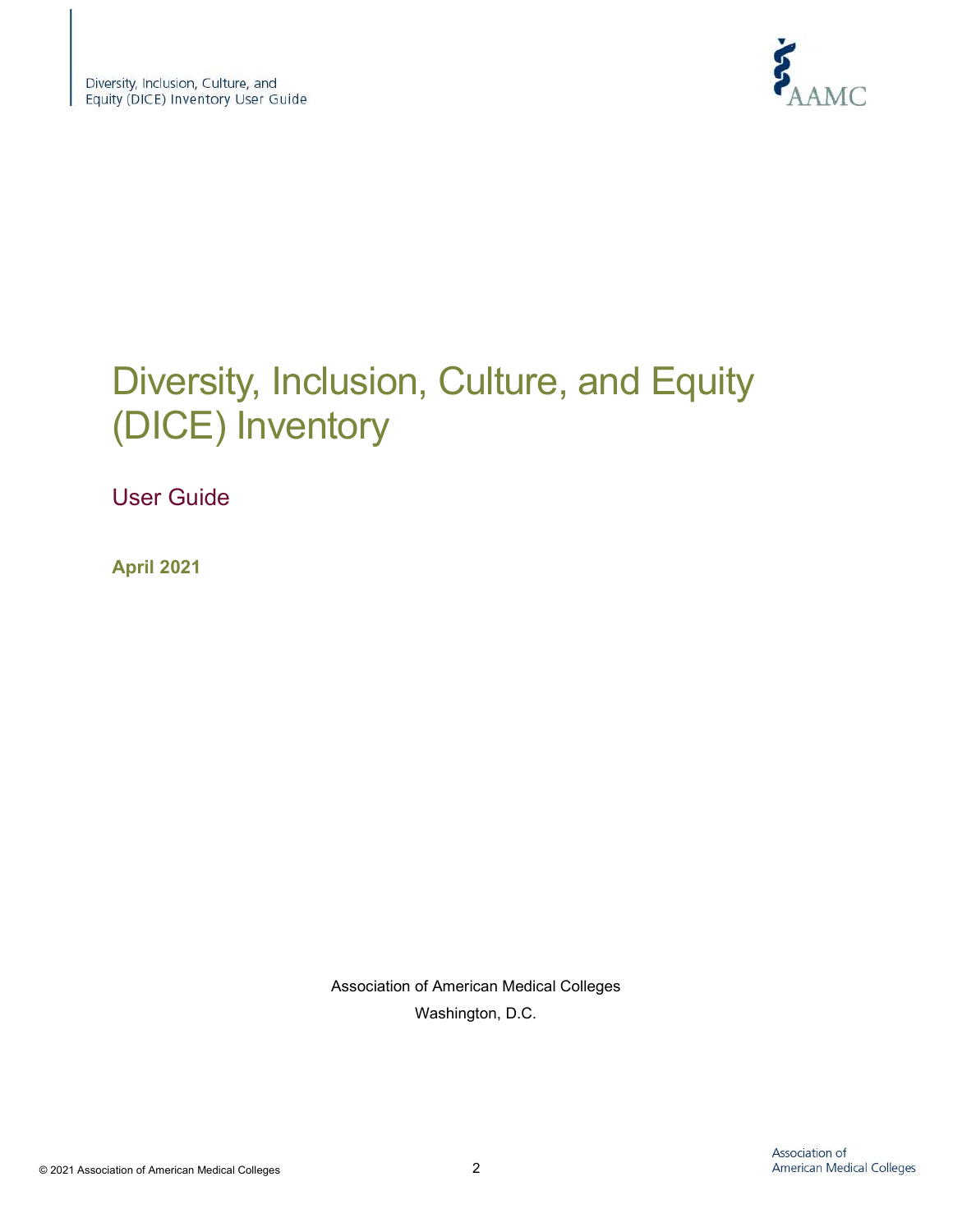# Diversity, Inclusion, Culture, and Equity (DICE) Inventory

## User Guide

**April 2021**

Association of American Medical Colleges

Washington, D.C.

© 2021 Association of American Medical Colleges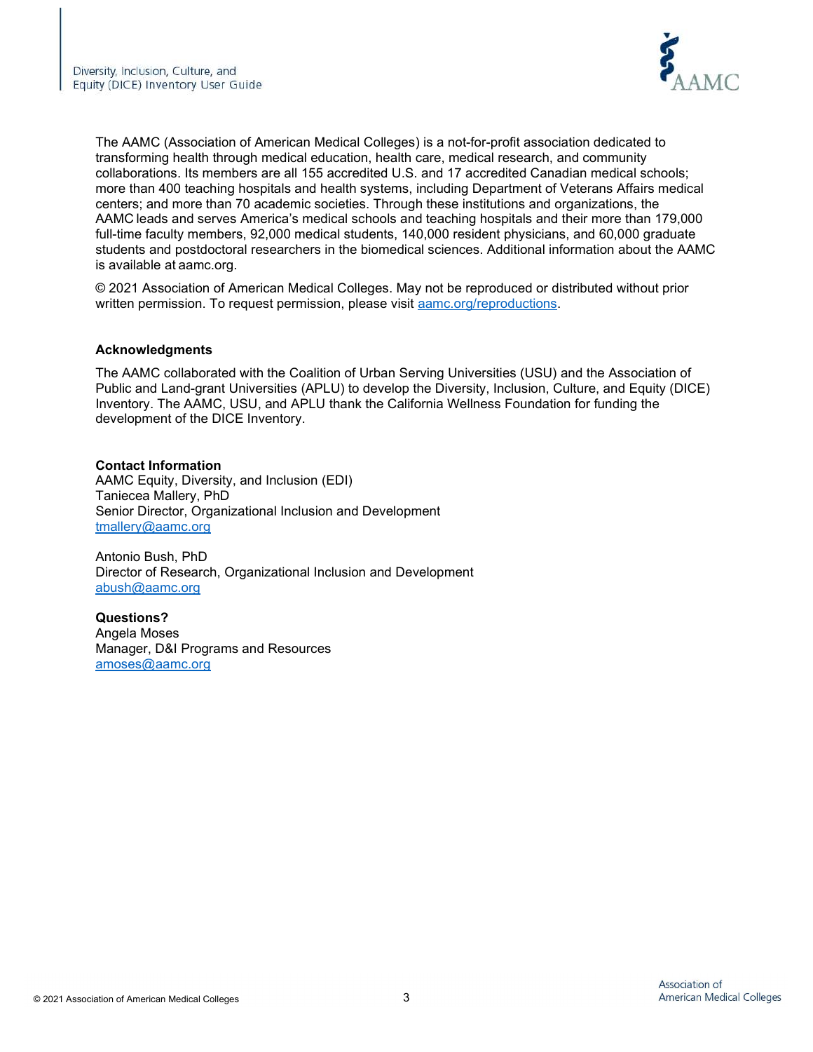The AAMC (Association of American Medical Colleges) is a not-for-profit association dedicated to transforming health through medical education, health care, medical research, and community collaborations. Its members are all 155 accredited U.S. and 17 accredited Canadian medical schools; more than 400 teaching hospitals and health systems, including Department of Veterans Affairs medical centers; and more than 70 academic societies. Through these institutions and organizations, the AAMC leads and serves America's medical schools and teaching hospitals and their more than 179,000 full-time faculty members, 92,000 medical students, 140,000 resident physicians, and 60,000 graduate students and postdoctoral researchers in the biomedical sciences. Additional information about the AAMC is available at aamc.org.

© 2021 Association of American Medical Colleges. May not be reproduced or distributed without prior written permission. To request permission, please visit [aamc.org/reproductions](aamc.org/reproductions).

**Acknowledgments**

The AAMC collaborated with the Coalition of Urban Serving Universities (USU) and the Association of Public and Land-grant Universities (APLU) to develop the Diversity, Inclusion, Culture, and Equity (DICE) Inventory. The AAMC, USU, and APLU thank the California Wellness Foundation for funding the development of the DICE Inventory.

**Contact Information**
AAMC Equity, Diversity, and Inclusion (EDI)
Taniecea Mallery, PhD
Senior Director, Organizational Inclusion and Development
[tmallery@aamc.org](mailto:tmallery@aamc.org)

Antonio Bush, PhD
Director of Research, Organizational Inclusion and Development
[abush@aamc.org](mailto:abush@aamc.org)

**Questions?**
Angela Moses
Manager, D&I Programs and Resources
[amoses@aamc.org](mailto:amoses@aamc.org)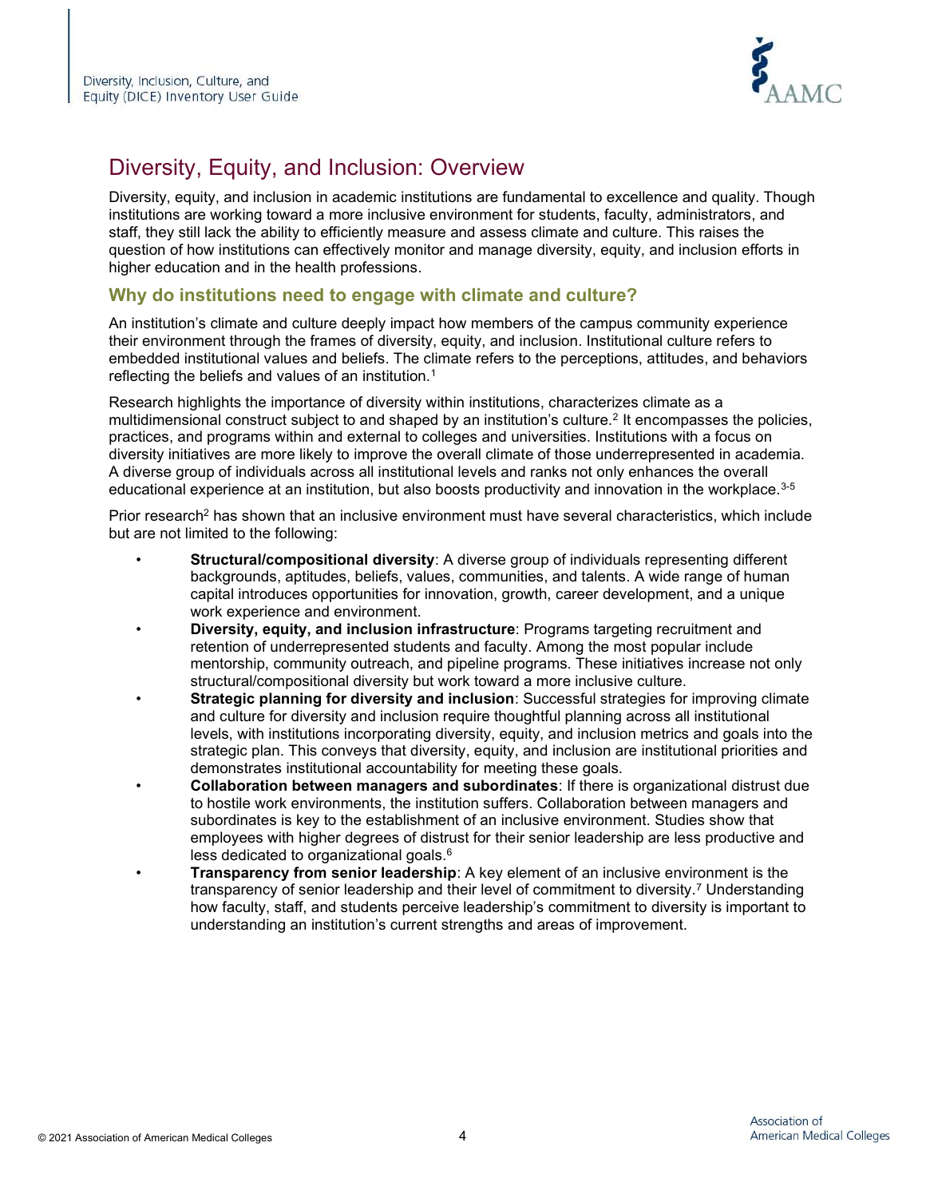# Diversity, Equity, and Inclusion: Overview

Diversity, equity, and inclusion in academic institutions are fundamental to excellence and quality. Though institutions are working toward a more inclusive environment for students, faculty, administrators, and staff, they still lack the ability to efficiently measure and assess climate and culture. This raises the question of how institutions can effectively monitor and manage diversity, equity, and inclusion efforts in higher education and in the health professions.

## Why do institutions need to engage with climate and culture?

An institution's climate and culture deeply impact how members of the campus community experience their environment through the frames of diversity, equity, and inclusion. Institutional culture refers to embedded institutional values and beliefs. The climate refers to the perceptions, attitudes, and behaviors reflecting the beliefs and values of an institution.[1]

Research highlights the importance of diversity within institutions, characterizes climate as a multidimensional construct subject to and shaped by an institution's culture.[2] It encompasses the policies, practices, and programs within and external to colleges and universities. Institutions with a focus on diversity initiatives are more likely to improve the overall climate of those underrepresented in academia. A diverse group of individuals across all institutional levels and ranks not only enhances the overall educational experience at an institution, but also boosts productivity and innovation in the workplace.[3-5]

Prior research[2] has shown that an inclusive environment must have several characteristics, which include but are not limited to the following:

- **Structural/compositional diversity**: A diverse group of individuals representing different backgrounds, aptitudes, beliefs, values, communities, and talents. A wide range of human capital introduces opportunities for innovation, growth, career development, and a unique work experience and environment.
- **Diversity, equity, and inclusion infrastructure**: Programs targeting recruitment and retention of underrepresented students and faculty. Among the most popular include mentorship, community outreach, and pipeline programs. These initiatives increase not only structural/compositional diversity but work toward a more inclusive culture.
- **Strategic planning for diversity and inclusion**: Successful strategies for improving climate and culture for diversity and inclusion require thoughtful planning across all institutional levels, with institutions incorporating diversity, equity, and inclusion metrics and goals into the strategic plan. This conveys that diversity, equity, and inclusion are institutional priorities and demonstrates institutional accountability for meeting these goals.
- **Collaboration between managers and subordinates**: If there is organizational distrust due to hostile work environments, the institution suffers. Collaboration between managers and subordinates is key to the establishment of an inclusive environment. Studies show that employees with higher degrees of distrust for their senior leadership are less productive and less dedicated to organizational goals.[6]
- **Transparency from senior leadership**: A key element of an inclusive environment is the transparency of senior leadership and their level of commitment to diversity.[7] Understanding how faculty, staff, and students perceive leadership's commitment to diversity is important to understanding an institution's current strengths and areas of improvement.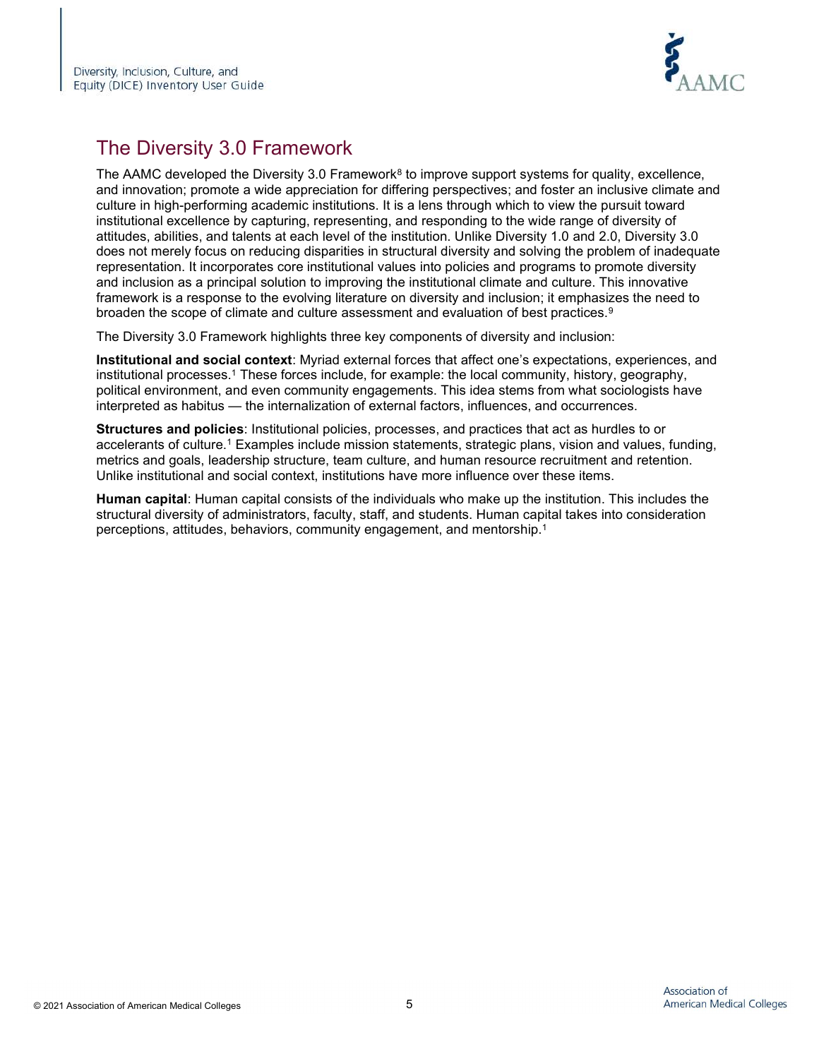## The Diversity 3.0 Framework

The AAMC developed the Diversity 3.0 Framework[8] to improve support systems for quality, excellence, and innovation; promote a wide appreciation for differing perspectives; and foster an inclusive climate and culture in high-performing academic institutions. It is a lens through which to view the pursuit toward institutional excellence by capturing, representing, and responding to the wide range of diversity of attitudes, abilities, and talents at each level of the institution. Unlike Diversity 1.0 and 2.0, Diversity 3.0 does not merely focus on reducing disparities in structural diversity and solving the problem of inadequate representation. It incorporates core institutional values into policies and programs to promote diversity and inclusion as a principal solution to improving the institutional climate and culture. This innovative framework is a response to the evolving literature on diversity and inclusion; it emphasizes the need to broaden the scope of climate and culture assessment and evaluation of best practices.[9]

The Diversity 3.0 Framework highlights three key components of diversity and inclusion:

**Institutional and social context**: Myriad external forces that affect one's expectations, experiences, and institutional processes.[1] These forces include, for example: the local community, history, geography, political environment, and even community engagements. This idea stems from what sociologists have interpreted as habitus — the internalization of external factors, influences, and occurrences.

**Structures and policies**: Institutional policies, processes, and practices that act as hurdles to or accelerants of culture.[1] Examples include mission statements, strategic plans, vision and values, funding, metrics and goals, leadership structure, team culture, and human resource recruitment and retention. Unlike institutional and social context, institutions have more influence over these items.

**Human capital**: Human capital consists of the individuals who make up the institution. This includes the structural diversity of administrators, faculty, staff, and students. Human capital takes into consideration perceptions, attitudes, behaviors, community engagement, and mentorship.[1]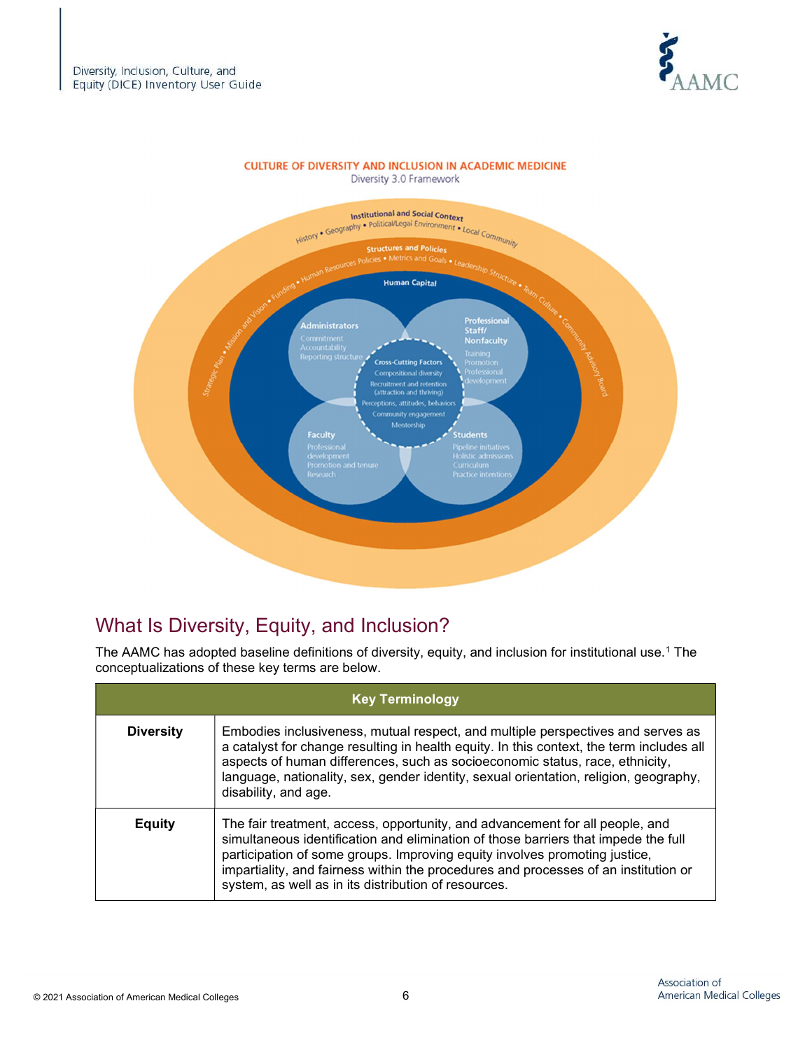CULTURE OF DIVERSITY AND INCLUSION IN ACADEMIC MEDICINE

Diversity 3.0 Framework

Institutional and Social Context

History • Geography • Political/Legal Environment • Local Community

Structures and Policies

Strategic Plan • Mission and Vision • Funding • Human Resources Policies • Metrics and Goals • Leadership Structure • Team Culture • Community Advisory Board

Human Capital

Administrators

Commitment
Accountability
Reporting structure

Professional Staff/ Nonfaculty

Training
Promotion
Professional development

Cross-Cutting Factors

Compositional diversity
Recruitment and retention (attraction and thriving)
Perceptions, attitudes, behaviors
Community engagement
Mentorship

Faculty

Professional development
Promotion and tenure
Research

Students

Pipeline initiatives
Holistic admissions
Curriculum
Practice intentions

## What Is Diversity, Equity, and Inclusion?

The AAMC has adopted baseline definitions of diversity, equity, and inclusion for institutional use.[1] The conceptualizations of these key terms are below.

| Key Terminology | |
|---|---|
| **Diversity** | Embodies inclusiveness, mutual respect, and multiple perspectives and serves as a catalyst for change resulting in health equity. In this context, the term includes all aspects of human differences, such as socioeconomic status, race, ethnicity, language, nationality, sex, gender identity, sexual orientation, religion, geography, disability, and age. |
| **Equity** | The fair treatment, access, opportunity, and advancement for all people, and simultaneous identification and elimination of those barriers that impede the full participation of some groups. Improving equity involves promoting justice, impartiality, and fairness within the procedures and processes of an institution or system, as well as in its distribution of resources. |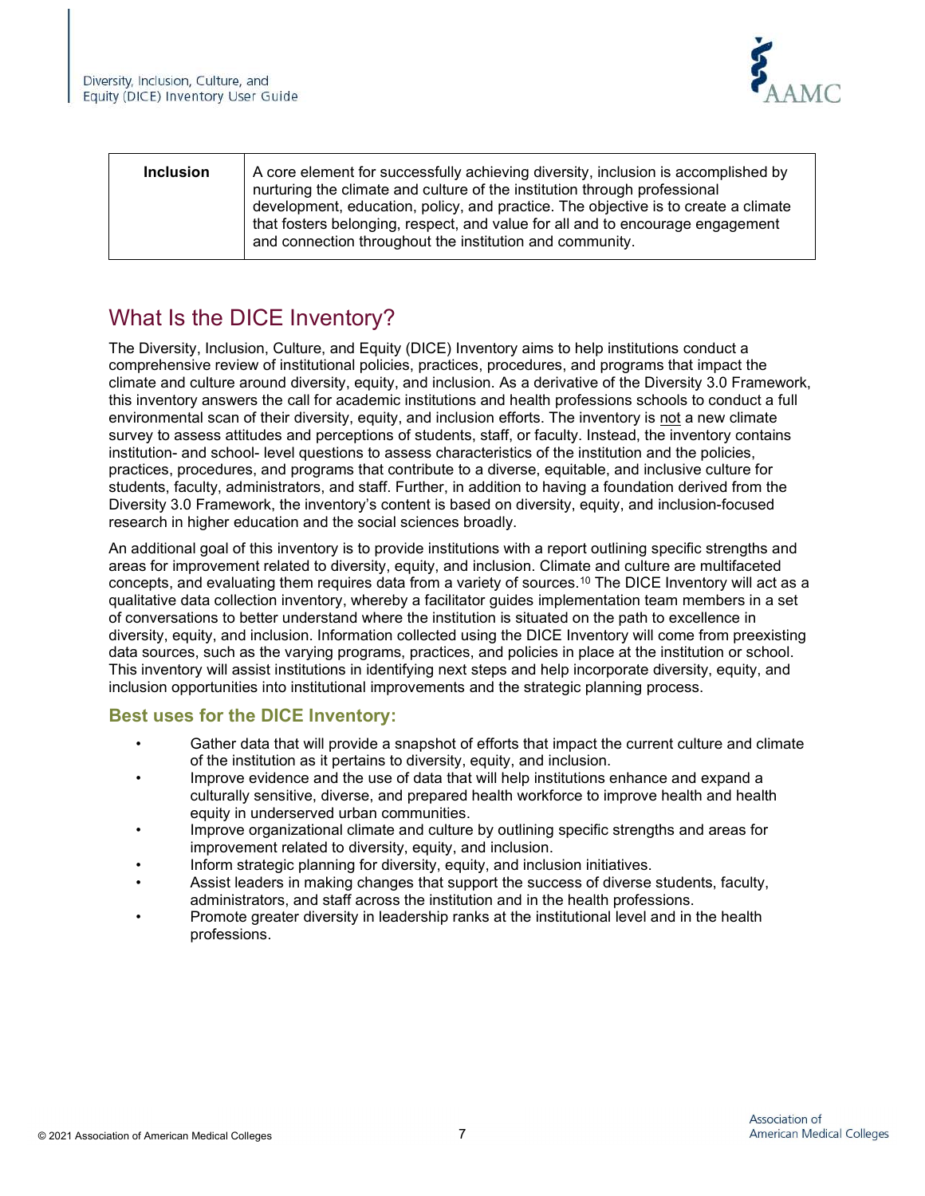| | |
|---|---|
| **Inclusion** | A core element for successfully achieving diversity, inclusion is accomplished by nurturing the climate and culture of the institution through professional development, education, policy, and practice. The objective is to create a climate that fosters belonging, respect, and value for all and to encourage engagement and connection throughout the institution and community. |

## What Is the DICE Inventory?

The Diversity, Inclusion, Culture, and Equity (DICE) Inventory aims to help institutions conduct a comprehensive review of institutional policies, practices, procedures, and programs that impact the climate and culture around diversity, equity, and inclusion. As a derivative of the Diversity 3.0 Framework, this inventory answers the call for academic institutions and health professions schools to conduct a full environmental scan of their diversity, equity, and inclusion efforts. The inventory is not a new climate survey to assess attitudes and perceptions of students, staff, or faculty. Instead, the inventory contains institution- and school- level questions to assess characteristics of the institution and the policies, practices, procedures, and programs that contribute to a diverse, equitable, and inclusive culture for students, faculty, administrators, and staff. Further, in addition to having a foundation derived from the Diversity 3.0 Framework, the inventory's content is based on diversity, equity, and inclusion-focused research in higher education and the social sciences broadly.

An additional goal of this inventory is to provide institutions with a report outlining specific strengths and areas for improvement related to diversity, equity, and inclusion. Climate and culture are multifaceted concepts, and evaluating them requires data from a variety of sources.[10] The DICE Inventory will act as a qualitative data collection inventory, whereby a facilitator guides implementation team members in a set of conversations to better understand where the institution is situated on the path to excellence in diversity, equity, and inclusion. Information collected using the DICE Inventory will come from preexisting data sources, such as the varying programs, practices, and policies in place at the institution or school. This inventory will assist institutions in identifying next steps and help incorporate diversity, equity, and inclusion opportunities into institutional improvements and the strategic planning process.

### Best uses for the DICE Inventory:

- Gather data that will provide a snapshot of efforts that impact the current culture and climate of the institution as it pertains to diversity, equity, and inclusion.
- Improve evidence and the use of data that will help institutions enhance and expand a culturally sensitive, diverse, and prepared health workforce to improve health and health equity in underserved urban communities.
- Improve organizational climate and culture by outlining specific strengths and areas for improvement related to diversity, equity, and inclusion.
- Inform strategic planning for diversity, equity, and inclusion initiatives.
- Assist leaders in making changes that support the success of diverse students, faculty, administrators, and staff across the institution and in the health professions.
- Promote greater diversity in leadership ranks at the institutional level and in the health professions.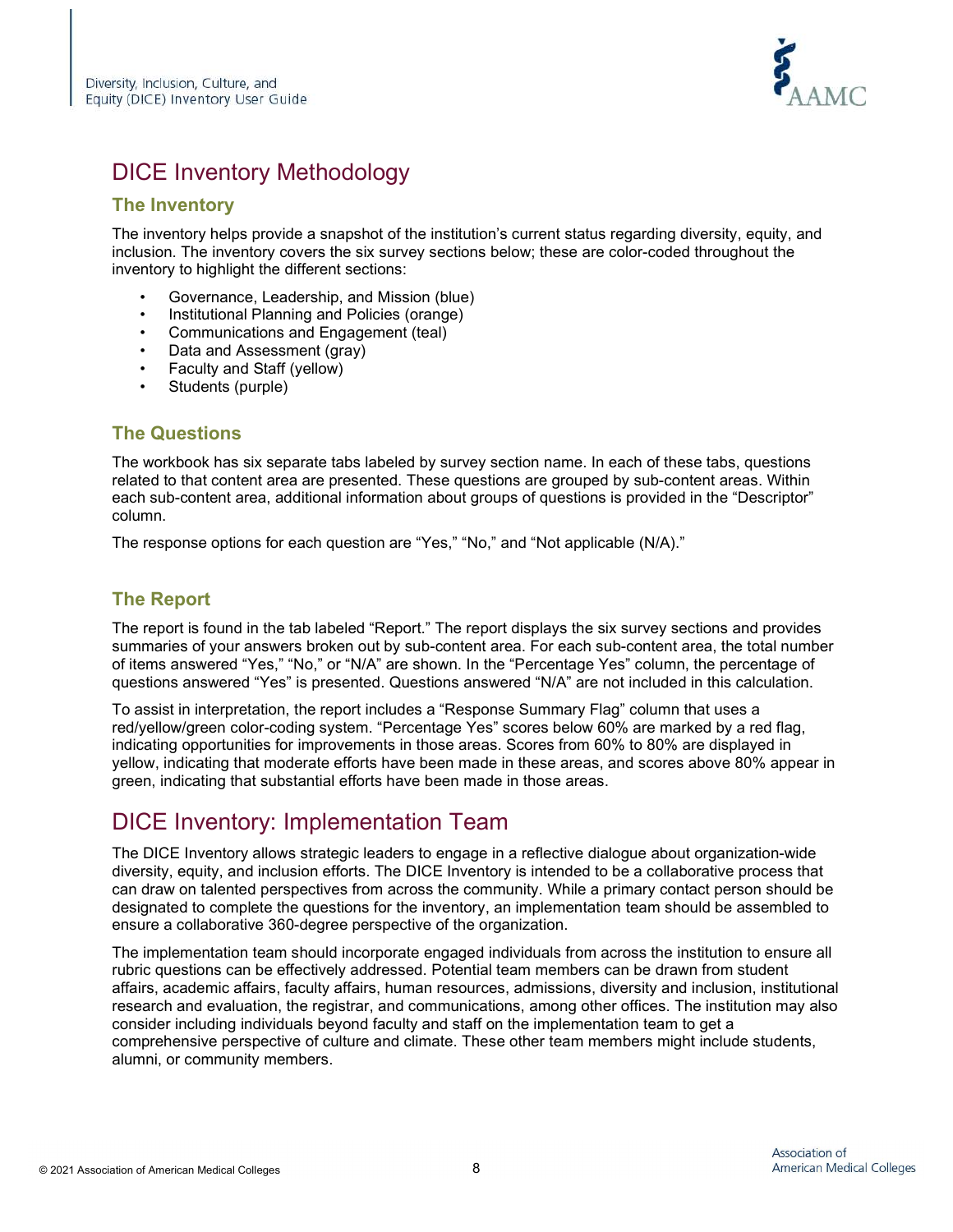# DICE Inventory Methodology

## The Inventory

The inventory helps provide a snapshot of the institution's current status regarding diversity, equity, and inclusion. The inventory covers the six survey sections below; these are color-coded throughout the inventory to highlight the different sections:

- Governance, Leadership, and Mission (blue)
- Institutional Planning and Policies (orange)
- Communications and Engagement (teal)
- Data and Assessment (gray)
- Faculty and Staff (yellow)
- Students (purple)

## The Questions

The workbook has six separate tabs labeled by survey section name. In each of these tabs, questions related to that content area are presented. These questions are grouped by sub-content areas. Within each sub-content area, additional information about groups of questions is provided in the "Descriptor" column.

The response options for each question are "Yes," "No," and "Not applicable (N/A)."

## The Report

The report is found in the tab labeled "Report." The report displays the six survey sections and provides summaries of your answers broken out by sub-content area. For each sub-content area, the total number of items answered "Yes," "No," or "N/A" are shown. In the "Percentage Yes" column, the percentage of questions answered "Yes" is presented. Questions answered "N/A" are not included in this calculation.

To assist in interpretation, the report includes a "Response Summary Flag" column that uses a red/yellow/green color-coding system. "Percentage Yes" scores below 60% are marked by a red flag, indicating opportunities for improvements in those areas. Scores from 60% to 80% are displayed in yellow, indicating that moderate efforts have been made in these areas, and scores above 80% appear in green, indicating that substantial efforts have been made in those areas.

# DICE Inventory: Implementation Team

The DICE Inventory allows strategic leaders to engage in a reflective dialogue about organization-wide diversity, equity, and inclusion efforts. The DICE Inventory is intended to be a collaborative process that can draw on talented perspectives from across the community. While a primary contact person should be designated to complete the questions for the inventory, an implementation team should be assembled to ensure a collaborative 360-degree perspective of the organization.

The implementation team should incorporate engaged individuals from across the institution to ensure all rubric questions can be effectively addressed. Potential team members can be drawn from student affairs, academic affairs, faculty affairs, human resources, admissions, diversity and inclusion, institutional research and evaluation, the registrar, and communications, among other offices. The institution may also consider including individuals beyond faculty and staff on the implementation team to get a comprehensive perspective of culture and climate. These other team members might include students, alumni, or community members.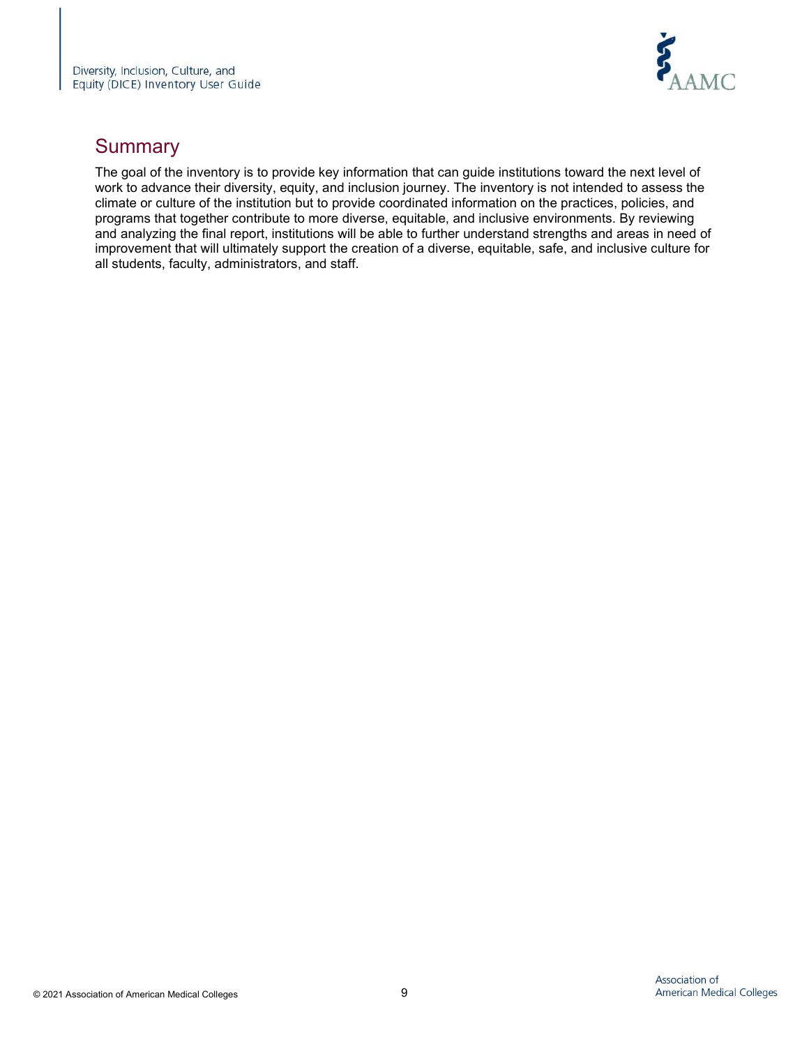## Summary

The goal of the inventory is to provide key information that can guide institutions toward the next level of work to advance their diversity, equity, and inclusion journey. The inventory is not intended to assess the climate or culture of the institution but to provide coordinated information on the practices, policies, and programs that together contribute to more diverse, equitable, and inclusive environments. By reviewing and analyzing the final report, institutions will be able to further understand strengths and areas in need of improvement that will ultimately support the creation of a diverse, equitable, safe, and inclusive culture for all students, faculty, administrators, and staff.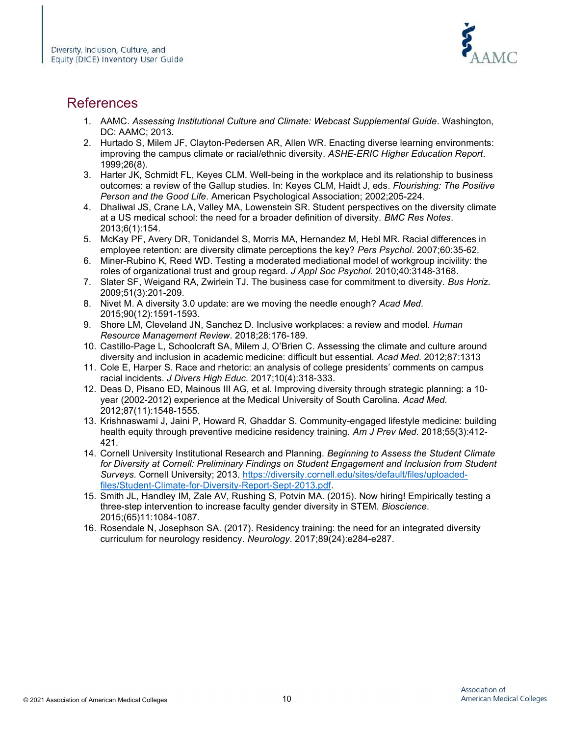# References

1. AAMC. *Assessing Institutional Culture and Climate: Webcast Supplemental Guide*. Washington, DC: AAMC; 2013.
2. Hurtado S, Milem JF, Clayton-Pedersen AR, Allen WR. Enacting diverse learning environments: improving the campus climate or racial/ethnic diversity. *ASHE-ERIC Higher Education Report*. 1999;26(8).
3. Harter JK, Schmidt FL, Keyes CLM. Well-being in the workplace and its relationship to business outcomes: a review of the Gallup studies. In: Keyes CLM, Haidt J, eds. *Flourishing: The Positive Person and the Good Life*. American Psychological Association; 2002;205-224.
4. Dhaliwal JS, Crane LA, Valley MA, Lowenstein SR. Student perspectives on the diversity climate at a US medical school: the need for a broader definition of diversity. *BMC Res Notes*. 2013;6(1):154.
5. McKay PF, Avery DR, Tonidandel S, Morris MA, Hernandez M, Hebl MR. Racial differences in employee retention: are diversity climate perceptions the key? *Pers Psychol*. 2007;60:35-62.
6. Miner-Rubino K, Reed WD. Testing a moderated mediational model of workgroup incivility: the roles of organizational trust and group regard. *J Appl Soc Psychol*. 2010;40:3148-3168.
7. Slater SF, Weigand RA, Zwirlein TJ. The business case for commitment to diversity. *Bus Horiz.* 2009;51(3):201-209.
8. Nivet M. A diversity 3.0 update: are we moving the needle enough? *Acad Med*. 2015;90(12):1591-1593.
9. Shore LM, Cleveland JN, Sanchez D. Inclusive workplaces: a review and model. *Human Resource Management Review*. 2018;28:176-189.
10. Castillo-Page L, Schoolcraft SA, Milem J, O'Brien C. Assessing the climate and culture around diversity and inclusion in academic medicine: difficult but essential. *Acad Med*. 2012;87:1313
11. Cole E, Harper S. Race and rhetoric: an analysis of college presidents' comments on campus racial incidents. *J Divers High Educ.* 2017;10(4):318-333.
12. Deas D, Pisano ED, Mainous III AG, et al. Improving diversity through strategic planning: a 10-year (2002-2012) experience at the Medical University of South Carolina. *Acad Med.* 2012;87(11):1548-1555.
13. Krishnaswami J, Jaini P, Howard R, Ghaddar S. Community-engaged lifestyle medicine: building health equity through preventive medicine residency training. *Am J Prev Med.* 2018;55(3):412-421.
14. Cornell University Institutional Research and Planning. *Beginning to Assess the Student Climate for Diversity at Cornell: Preliminary Findings on Student Engagement and Inclusion from Student Surveys.* Cornell University; 2013. [https://diversity.cornell.edu/sites/default/files/uploaded-files/Student-Climate-for-Diversity-Report-Sept-2013.pdf](https://diversity.cornell.edu/sites/default/files/uploaded-files/Student-Climate-for-Diversity-Report-Sept-2013.pdf).
15. Smith JL, Handley IM, Zale AV, Rushing S, Potvin MA. (2015). Now hiring! Empirically testing a three-step intervention to increase faculty gender diversity in STEM. *Bioscience*. 2015;(65)11:1084-1087.
16. Rosendale N, Josephson SA. (2017). Residency training: the need for an integrated diversity curriculum for neurology residency. *Neurology*. 2017;89(24):e284-e287.